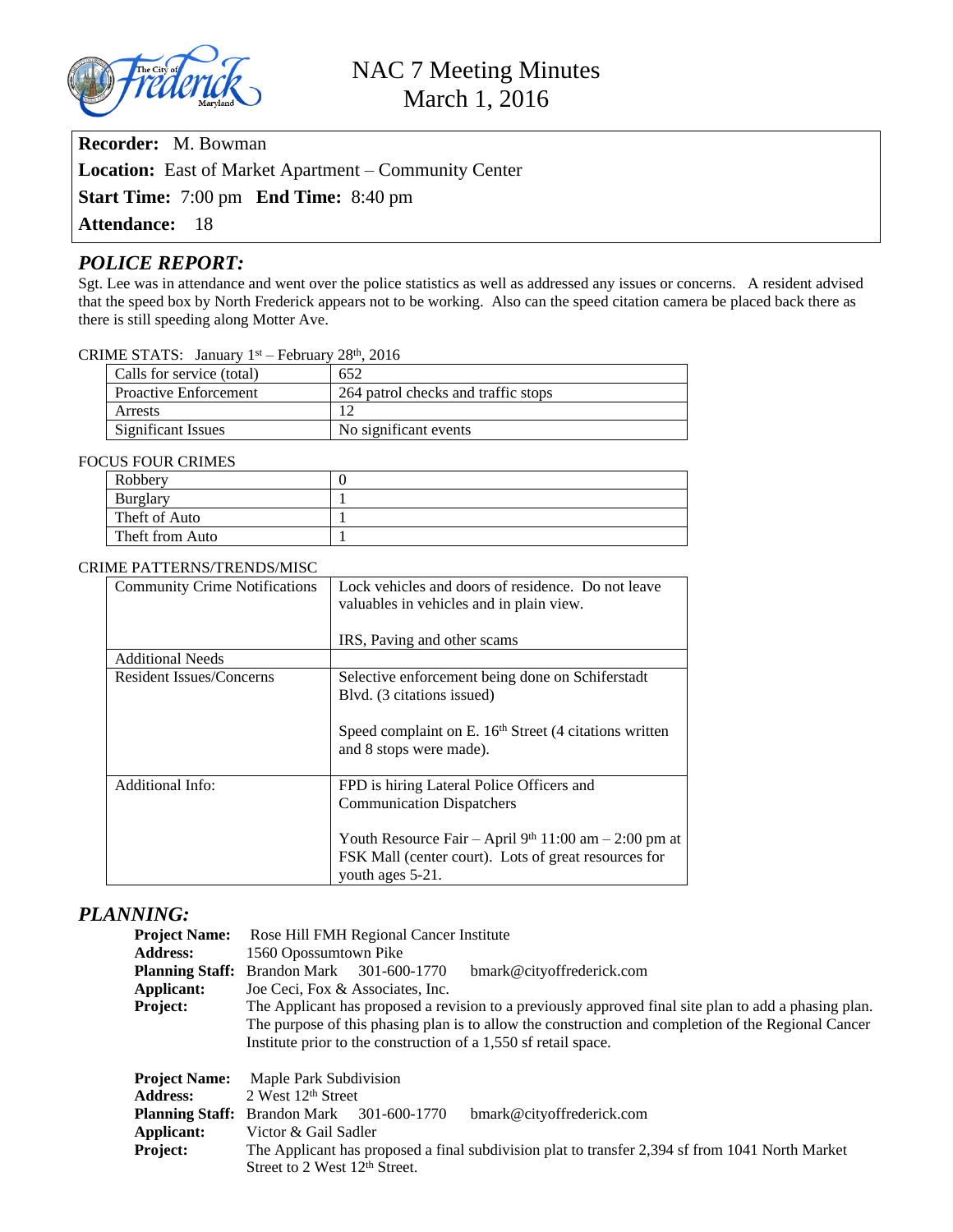# NAC 7 Meeting Minutes
## March 1, 2016

**Recorder:** M. Bowman
**Location:** East of Market Apartment – Community Center
**Start Time:** 7:00 pm **End Time:** 8:40 pm
**Attendance:** 18

## *POLICE REPORT:*

Sgt. Lee was in attendance and went over the police statistics as well as addressed any issues or concerns. A resident advised that the speed box by North Frederick appears not to be working. Also can the speed citation camera be placed back there as there is still speeding along Motter Ave.

CRIME STATS: January 1st – February 28th, 2016

| | |
|---|---|
| Calls for service (total) | 652 |
| Proactive Enforcement | 264 patrol checks and traffic stops |
| Arrests | 12 |
| Significant Issues | No significant events |

FOCUS FOUR CRIMES

| | |
|---|---|
| Robbery | 0 |
| Burglary | 1 |
| Theft of Auto | 1 |
| Theft from Auto | 1 |

CRIME PATTERNS/TRENDS/MISC

| | |
|---|---|
| Community Crime Notifications | Lock vehicles and doors of residence. Do not leave valuables in vehicles and in plain view.<br><br>IRS, Paving and other scams |
| Additional Needs | |
| Resident Issues/Concerns | Selective enforcement being done on Schiferstadt Blvd. (3 citations issued)<br><br>Speed complaint on E. 16th Street (4 citations written and 8 stops were made). |
| Additional Info: | FPD is hiring Lateral Police Officers and Communication Dispatchers<br><br>Youth Resource Fair – April 9th 11:00 am – 2:00 pm at FSK Mall (center court). Lots of great resources for youth ages 5-21. |

## *PLANNING:*

**Project Name:** Rose Hill FMH Regional Cancer Institute
**Address:** 1560 Opossumtown Pike
**Planning Staff:** Brandon Mark 301-600-1770 bmark@cityoffrederick.com
**Applicant:** Joe Ceci, Fox & Associates, Inc.
**Project:** The Applicant has proposed a revision to a previously approved final site plan to add a phasing plan. The purpose of this phasing plan is to allow the construction and completion of the Regional Cancer Institute prior to the construction of a 1,550 sf retail space.

**Project Name:** Maple Park Subdivision
**Address:** 2 West 12th Street
**Planning Staff:** Brandon Mark 301-600-1770 bmark@cityoffrederick.com
**Applicant:** Victor & Gail Sadler
**Project:** The Applicant has proposed a final subdivision plat to transfer 2,394 sf from 1041 North Market Street to 2 West 12th Street.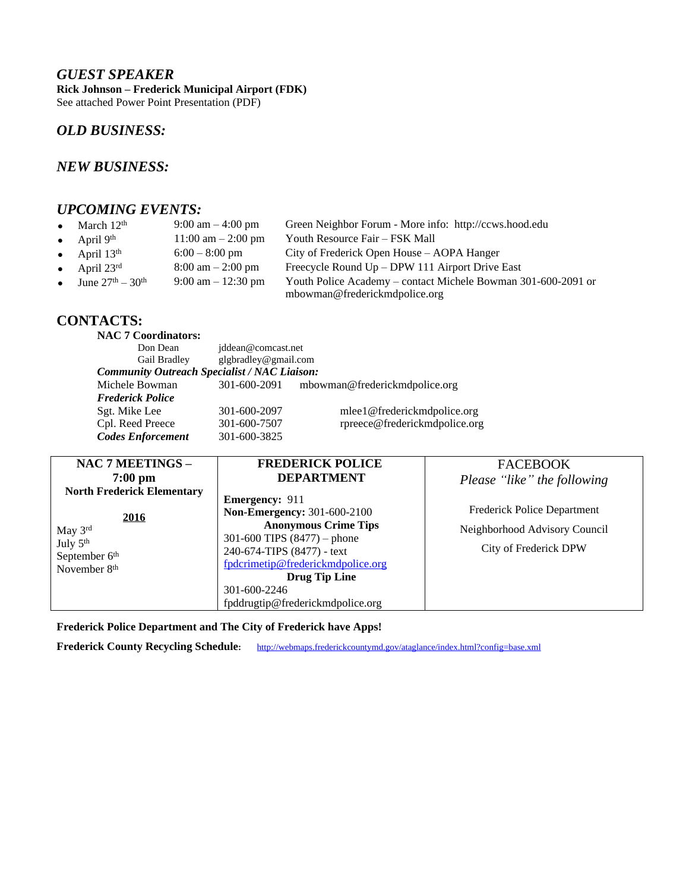## *GUEST SPEAKER*

**Rick Johnson – Frederick Municipal Airport (FDK)**
See attached Power Point Presentation (PDF)

## *OLD BUSINESS:*

## *NEW BUSINESS:*

## *UPCOMING EVENTS:*

| | | |
|---|---|---|
| • March 12th | 9:00 am – 4:00 pm | Green Neighbor Forum - More info: http://ccws.hood.edu |
| • April 9th | 11:00 am – 2:00 pm | Youth Resource Fair – FSK Mall |
| • April 13th | 6:00 – 8:00 pm | City of Frederick Open House – AOPA Hanger |
| • April 23rd | 8:00 am – 2:00 pm | Freecycle Round Up – DPW 111 Airport Drive East |
| • June 27th – 30th | 9:00 am – 12:30 pm | Youth Police Academy – contact Michele Bowman 301-600-2091 or mbowman@frederickmdpolice.org |

## CONTACTS:

**NAC 7 Coordinators:**

| | | |
|---|---|---|
| Don Dean | jddean@comcast.net | |
| Gail Bradley | glgbradley@gmail.com | |
| ***Community Outreach Specialist / NAC Liaison:*** | | |
| Michele Bowman | 301-600-2091 | mbowman@frederickmdpolice.org |
| ***Frederick Police*** | | |
| Sgt. Mike Lee | 301-600-2097 | mlee1@frederickmdpolice.org |
| Cpl. Reed Preece | 301-600-7507 | rpreece@frederickmdpolice.org |
| ***Codes Enforcement*** | 301-600-3825 | |

| NAC 7 MEETINGS – 7:00 pm North Frederick Elementary | FREDERICK POLICE DEPARTMENT | FACEBOOK *Please "like" the following* |
|---|---|---|
| **2016**<br>May 3rd<br>July 5th<br>September 6th<br>November 8th | **Emergency:** 911<br>**Non-Emergency:** 301-600-2100<br>**Anonymous Crime Tips**<br>301-600 TIPS (8477) – phone<br>240-674-TIPS (8477) - text<br>fpdcrimetip@frederickmdpolice.org<br>**Drug Tip Line**<br>301-600-2246<br>fpddrugtip@frederickmdpolice.org | Frederick Police Department<br>Neighborhood Advisory Council<br>City of Frederick DPW |

**Frederick Police Department and The City of Frederick have Apps!**

**Frederick County Recycling Schedule**: http://webmaps.frederickcountymd.gov/ataglance/index.html?config=base.xml